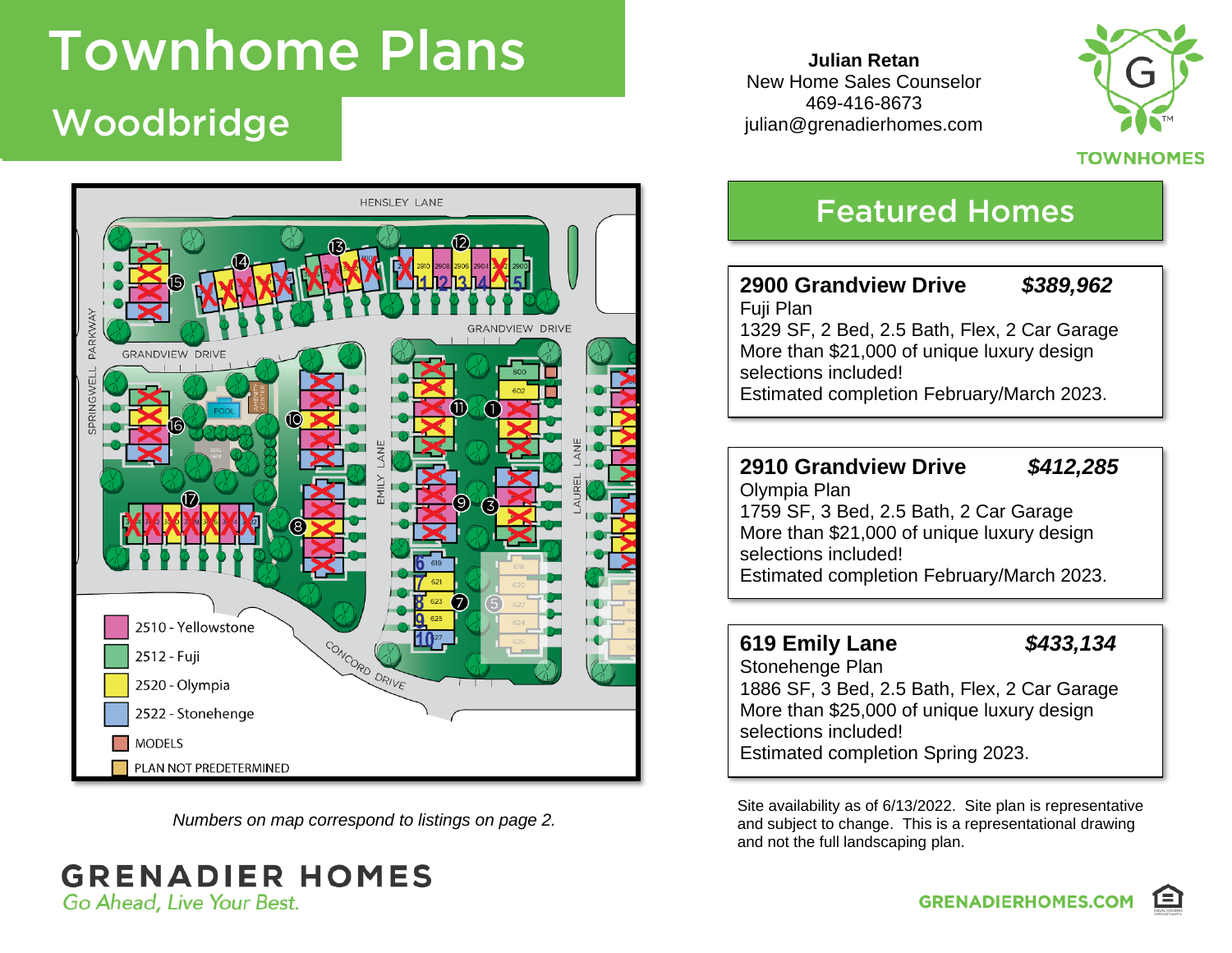# Townhome Plans

## Woodbridge

**Julian Retan**
New Home Sales Counselor
469-416-8673
julian@grenadierhomes.com

TOWNHOMES

- 2510 - Yellowstone
- 2512 - Fuji
- 2520 - Olympia
- 2522 - Stonehenge
- MODELS
- PLAN NOT PREDETERMINED

*Numbers on map correspond to listings on page 2.*

## Featured Homes

**2900 Grandview Drive** ***$389,962***
Fuji Plan
1329 SF, 2 Bed, 2.5 Bath, Flex, 2 Car Garage
More than $21,000 of unique luxury design selections included!
Estimated completion February/March 2023.

**2910 Grandview Drive** ***$412,285***
Olympia Plan
1759 SF, 3 Bed, 2.5 Bath, 2 Car Garage
More than $21,000 of unique luxury design selections included!
Estimated completion February/March 2023.

**619 Emily Lane** ***$433,134***
Stonehenge Plan
1886 SF, 3 Bed, 2.5 Bath, Flex, 2 Car Garage
More than $25,000 of unique luxury design selections included!
Estimated completion Spring 2023.

Site availability as of 6/13/2022. Site plan is representative and subject to change. This is a representational drawing and not the full landscaping plan.

**GRENADIER HOMES**
*Go Ahead, Live Your Best.*

GRENADIERHOMES.COM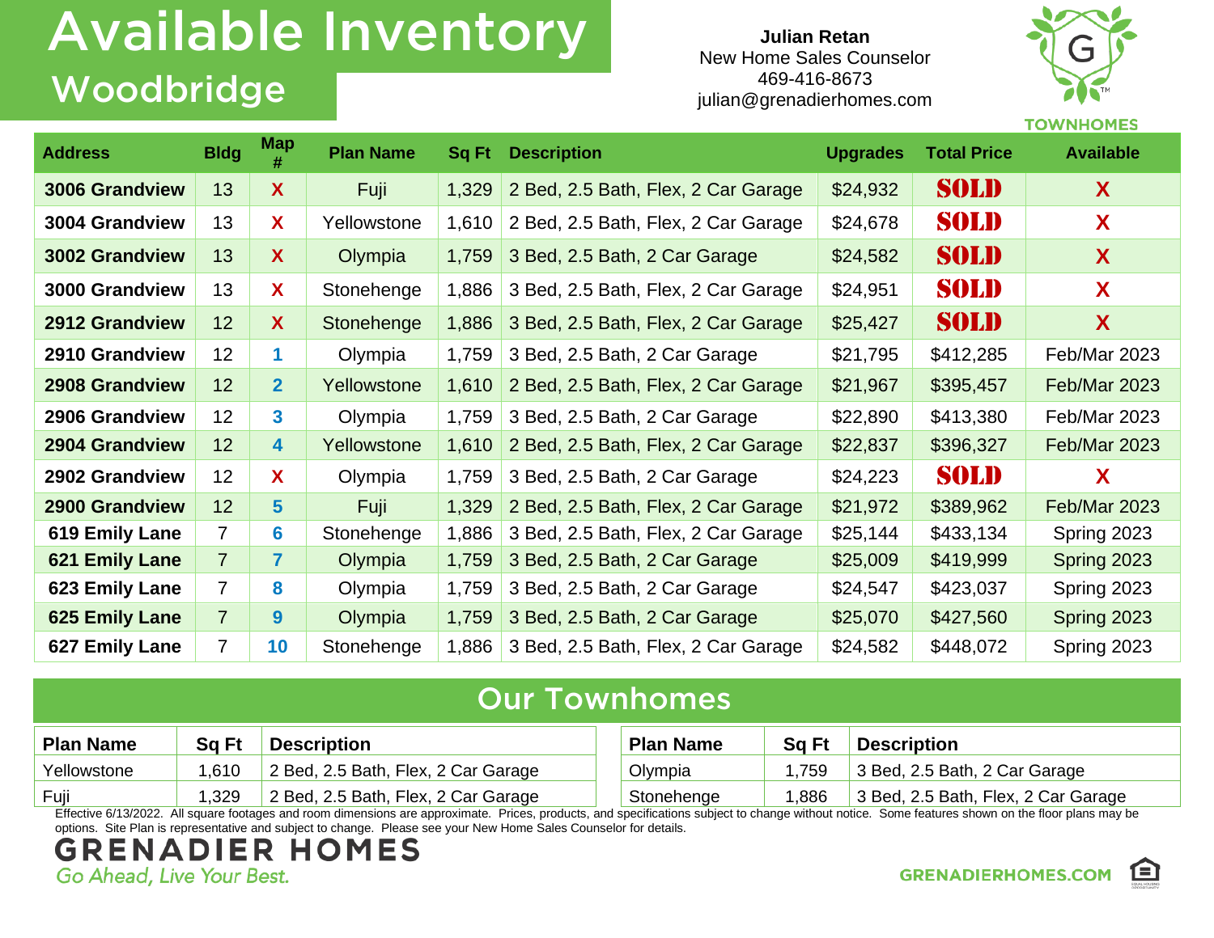# Available Inventory

## Woodbridge

**Julian Retan**
New Home Sales Counselor
469-416-8673
julian@grenadierhomes.com

TOWNHOMES

| Address | Bldg | Map # | Plan Name | Sq Ft | Description | Upgrades | Total Price | Available |
|---|---|---|---|---|---|---|---|---|
| **3006 Grandview** | 13 | X | Fuji | 1,329 | 2 Bed, 2.5 Bath, Flex, 2 Car Garage | $24,932 | SOLD | X |
| **3004 Grandview** | 13 | X | Yellowstone | 1,610 | 2 Bed, 2.5 Bath, Flex, 2 Car Garage | $24,678 | SOLD | X |
| **3002 Grandview** | 13 | X | Olympia | 1,759 | 3 Bed, 2.5 Bath, 2 Car Garage | $24,582 | SOLD | X |
| **3000 Grandview** | 13 | X | Stonehenge | 1,886 | 3 Bed, 2.5 Bath, Flex, 2 Car Garage | $24,951 | SOLD | X |
| **2912 Grandview** | 12 | X | Stonehenge | 1,886 | 3 Bed, 2.5 Bath, Flex, 2 Car Garage | $25,427 | SOLD | X |
| **2910 Grandview** | 12 | 1 | Olympia | 1,759 | 3 Bed, 2.5 Bath, 2 Car Garage | $21,795 | $412,285 | Feb/Mar 2023 |
| **2908 Grandview** | 12 | 2 | Yellowstone | 1,610 | 2 Bed, 2.5 Bath, Flex, 2 Car Garage | $21,967 | $395,457 | Feb/Mar 2023 |
| **2906 Grandview** | 12 | 3 | Olympia | 1,759 | 3 Bed, 2.5 Bath, 2 Car Garage | $22,890 | $413,380 | Feb/Mar 2023 |
| **2904 Grandview** | 12 | 4 | Yellowstone | 1,610 | 2 Bed, 2.5 Bath, Flex, 2 Car Garage | $22,837 | $396,327 | Feb/Mar 2023 |
| **2902 Grandview** | 12 | X | Olympia | 1,759 | 3 Bed, 2.5 Bath, 2 Car Garage | $24,223 | SOLD | X |
| **2900 Grandview** | 12 | 5 | Fuji | 1,329 | 2 Bed, 2.5 Bath, Flex, 2 Car Garage | $21,972 | $389,962 | Feb/Mar 2023 |
| **619 Emily Lane** | 7 | 6 | Stonehenge | 1,886 | 3 Bed, 2.5 Bath, Flex, 2 Car Garage | $25,144 | $433,134 | Spring 2023 |
| **621 Emily Lane** | 7 | 7 | Olympia | 1,759 | 3 Bed, 2.5 Bath, 2 Car Garage | $25,009 | $419,999 | Spring 2023 |
| **623 Emily Lane** | 7 | 8 | Olympia | 1,759 | 3 Bed, 2.5 Bath, 2 Car Garage | $24,547 | $423,037 | Spring 2023 |
| **625 Emily Lane** | 7 | 9 | Olympia | 1,759 | 3 Bed, 2.5 Bath, 2 Car Garage | $25,070 | $427,560 | Spring 2023 |
| **627 Emily Lane** | 7 | 10 | Stonehenge | 1,886 | 3 Bed, 2.5 Bath, Flex, 2 Car Garage | $24,582 | $448,072 | Spring 2023 |

## Our Townhomes

| Plan Name | Sq Ft | Description |
|---|---|---|
| Yellowstone | 1,610 | 2 Bed, 2.5 Bath, Flex, 2 Car Garage |
| Fuji | 1,329 | 2 Bed, 2.5 Bath, Flex, 2 Car Garage |
| Olympia | 1,759 | 3 Bed, 2.5 Bath, 2 Car Garage |
| Stonehenge | 1,886 | 3 Bed, 2.5 Bath, Flex, 2 Car Garage |

Effective 6/13/2022. All square footages and room dimensions are approximate. Prices, products, and specifications subject to change without notice. Some features shown on the floor plans may be options. Site Plan is representative and subject to change. Please see your New Home Sales Counselor for details.

**GRENADIER HOMES**
*Go Ahead, Live Your Best.*

GRENADIERHOMES.COM